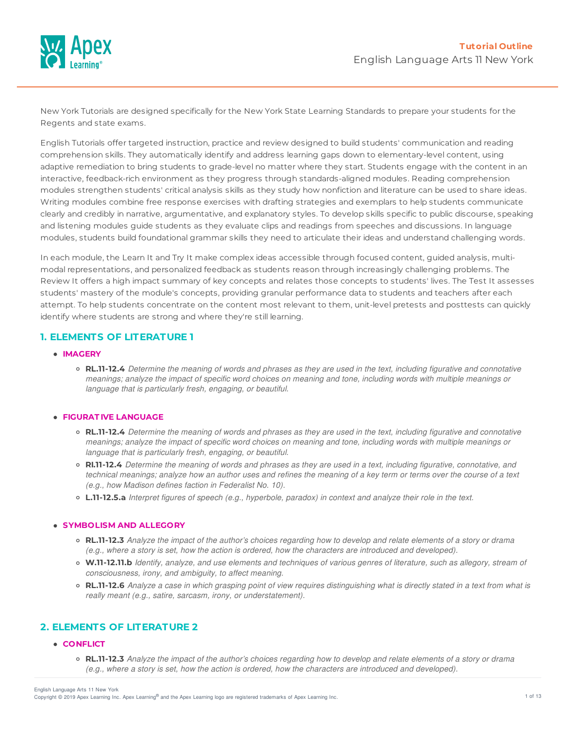# Tutorial Outline

## English Language Arts 11 New York

New York Tutorials are designed specifically for the New York State Learning Standards to prepare your students for the Regents and state exams.

English Tutorials offer targeted instruction, practice and review designed to build students' communication and reading comprehension skills. They automatically identify and address learning gaps down to elementary-level content, using adaptive remediation to bring students to grade-level no matter where they start. Students engage with the content in an interactive, feedback-rich environment as they progress through standards-aligned modules. Reading comprehension modules strengthen students' critical analysis skills as they study how nonfiction and literature can be used to share ideas. Writing modules combine free response exercises with drafting strategies and exemplars to help students communicate clearly and credibly in narrative, argumentative, and explanatory styles. To develop skills specific to public discourse, speaking and listening modules guide students as they evaluate clips and readings from speeches and discussions. In language modules, students build foundational grammar skills they need to articulate their ideas and understand challenging words.

In each module, the Learn It and Try It make complex ideas accessible through focused content, guided analysis, multi-modal representations, and personalized feedback as students reason through increasingly challenging problems. The Review It offers a high impact summary of key concepts and relates those concepts to students' lives. The Test It assesses students' mastery of the module's concepts, providing granular performance data to students and teachers after each attempt. To help students concentrate on the content most relevant to them, unit-level pretests and posttests can quickly identify where students are strong and where they're still learning.

### 1. ELEMENTS OF LITERATURE 1

- **IMAGERY**
  - **RL.11-12.4** *Determine the meaning of words and phrases as they are used in the text, including figurative and connotative meanings; analyze the impact of specific word choices on meaning and tone, including words with multiple meanings or language that is particularly fresh, engaging, or beautiful.*

- **FIGURATIVE LANGUAGE**
  - **RL.11-12.4** *Determine the meaning of words and phrases as they are used in the text, including figurative and connotative meanings; analyze the impact of specific word choices on meaning and tone, including words with multiple meanings or language that is particularly fresh, engaging, or beautiful.*
  - **RI.11-12.4** *Determine the meaning of words and phrases as they are used in a text, including figurative, connotative, and technical meanings; analyze how an author uses and refines the meaning of a key term or terms over the course of a text (e.g., how Madison defines faction in Federalist No. 10).*
  - **L.11-12.5.a** *Interpret figures of speech (e.g., hyperbole, paradox) in context and analyze their role in the text.*

- **SYMBOLISM AND ALLEGORY**
  - **RL.11-12.3** *Analyze the impact of the author's choices regarding how to develop and relate elements of a story or drama (e.g., where a story is set, how the action is ordered, how the characters are introduced and developed).*
  - **W.11-12.11.b** *Identify, analyze, and use elements and techniques of various genres of literature, such as allegory, stream of consciousness, irony, and ambiguity, to affect meaning.*
  - **RL.11-12.6** *Analyze a case in which grasping point of view requires distinguishing what is directly stated in a text from what is really meant (e.g., satire, sarcasm, irony, or understatement).*

### 2. ELEMENTS OF LITERATURE 2

- **CONFLICT**
  - **RL.11-12.3** *Analyze the impact of the author's choices regarding how to develop and relate elements of a story or drama (e.g., where a story is set, how the action is ordered, how the characters are introduced and developed).*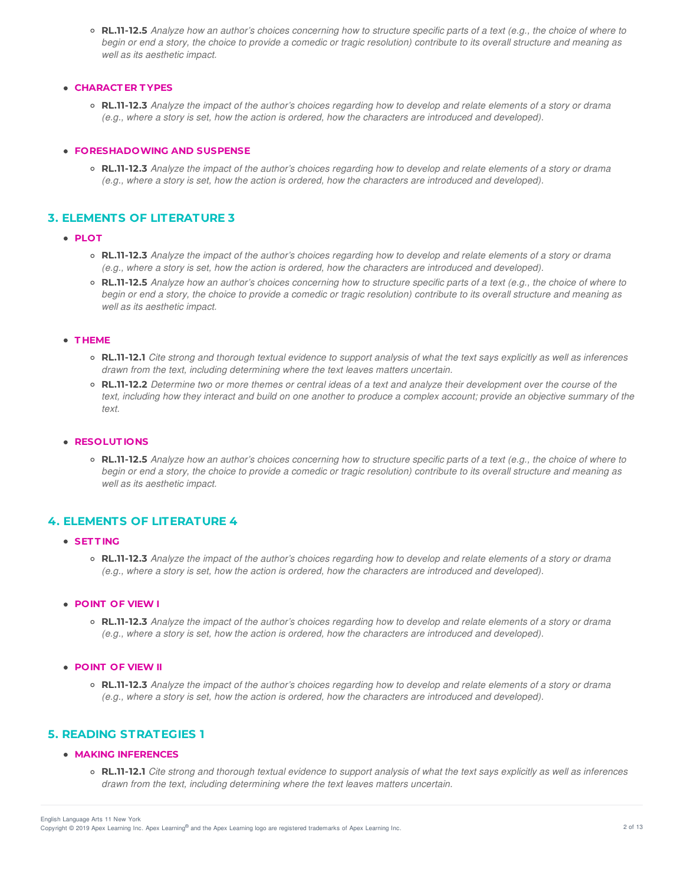- **RL.11-12.5** *Analyze how an author's choices concerning how to structure specific parts of a text (e.g., the choice of where to begin or end a story, the choice to provide a comedic or tragic resolution) contribute to its overall structure and meaning as well as its aesthetic impact.*

- **CHARACTER TYPES**
  - **RL.11-12.3** *Analyze the impact of the author's choices regarding how to develop and relate elements of a story or drama (e.g., where a story is set, how the action is ordered, how the characters are introduced and developed).*

- **FORESHADOWING AND SUSPENSE**
  - **RL.11-12.3** *Analyze the impact of the author's choices regarding how to develop and relate elements of a story or drama (e.g., where a story is set, how the action is ordered, how the characters are introduced and developed).*

## 3. ELEMENTS OF LITERATURE 3

- **PLOT**
  - **RL.11-12.3** *Analyze the impact of the author's choices regarding how to develop and relate elements of a story or drama (e.g., where a story is set, how the action is ordered, how the characters are introduced and developed).*
  - **RL.11-12.5** *Analyze how an author's choices concerning how to structure specific parts of a text (e.g., the choice of where to begin or end a story, the choice to provide a comedic or tragic resolution) contribute to its overall structure and meaning as well as its aesthetic impact.*

- **THEME**
  - **RL.11-12.1** *Cite strong and thorough textual evidence to support analysis of what the text says explicitly as well as inferences drawn from the text, including determining where the text leaves matters uncertain.*
  - **RL.11-12.2** *Determine two or more themes or central ideas of a text and analyze their development over the course of the text, including how they interact and build on one another to produce a complex account; provide an objective summary of the text.*

- **RESOLUTIONS**
  - **RL.11-12.5** *Analyze how an author's choices concerning how to structure specific parts of a text (e.g., the choice of where to begin or end a story, the choice to provide a comedic or tragic resolution) contribute to its overall structure and meaning as well as its aesthetic impact.*

## 4. ELEMENTS OF LITERATURE 4

- **SETTING**
  - **RL.11-12.3** *Analyze the impact of the author's choices regarding how to develop and relate elements of a story or drama (e.g., where a story is set, how the action is ordered, how the characters are introduced and developed).*

- **POINT OF VIEW I**
  - **RL.11-12.3** *Analyze the impact of the author's choices regarding how to develop and relate elements of a story or drama (e.g., where a story is set, how the action is ordered, how the characters are introduced and developed).*

- **POINT OF VIEW II**
  - **RL.11-12.3** *Analyze the impact of the author's choices regarding how to develop and relate elements of a story or drama (e.g., where a story is set, how the action is ordered, how the characters are introduced and developed).*

## 5. READING STRATEGIES 1

- **MAKING INFERENCES**
  - **RL.11-12.1** *Cite strong and thorough textual evidence to support analysis of what the text says explicitly as well as inferences drawn from the text, including determining where the text leaves matters uncertain.*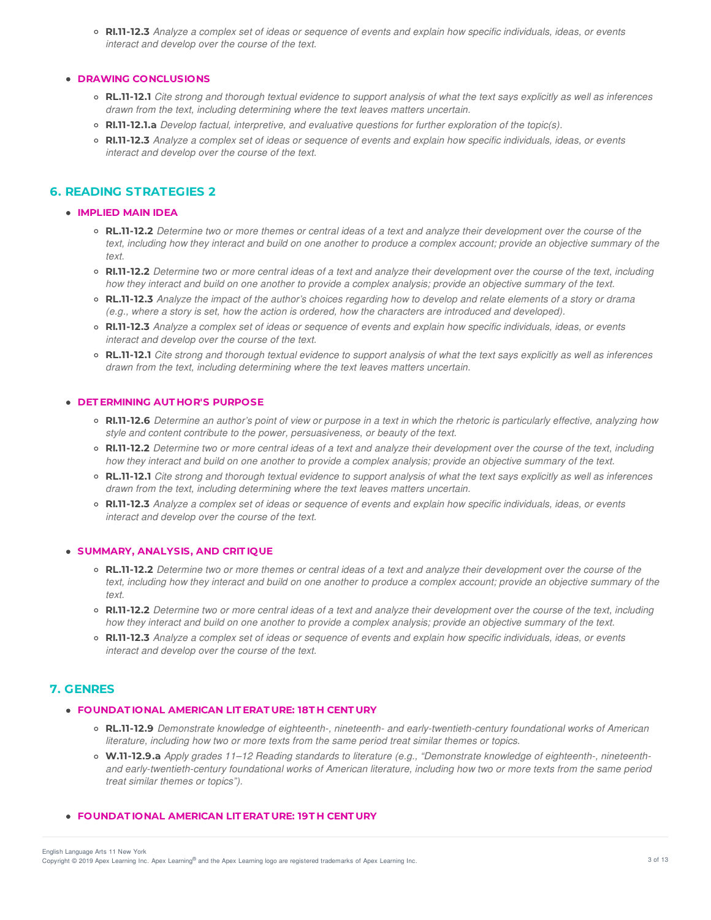- **RI.11-12.3** *Analyze a complex set of ideas or sequence of events and explain how specific individuals, ideas, or events interact and develop over the course of the text.*

- **DRAWING CONCLUSIONS**
  - **RL.11-12.1** *Cite strong and thorough textual evidence to support analysis of what the text says explicitly as well as inferences drawn from the text, including determining where the text leaves matters uncertain.*
  - **RI.11-12.1.a** *Develop factual, interpretive, and evaluative questions for further exploration of the topic(s).*
  - **RI.11-12.3** *Analyze a complex set of ideas or sequence of events and explain how specific individuals, ideas, or events interact and develop over the course of the text.*

## 6. READING STRATEGIES 2

- **IMPLIED MAIN IDEA**
  - **RL.11-12.2** *Determine two or more themes or central ideas of a text and analyze their development over the course of the text, including how they interact and build on one another to produce a complex account; provide an objective summary of the text.*
  - **RI.11-12.2** *Determine two or more central ideas of a text and analyze their development over the course of the text, including how they interact and build on one another to provide a complex analysis; provide an objective summary of the text.*
  - **RL.11-12.3** *Analyze the impact of the author's choices regarding how to develop and relate elements of a story or drama (e.g., where a story is set, how the action is ordered, how the characters are introduced and developed).*
  - **RI.11-12.3** *Analyze a complex set of ideas or sequence of events and explain how specific individuals, ideas, or events interact and develop over the course of the text.*
  - **RL.11-12.1** *Cite strong and thorough textual evidence to support analysis of what the text says explicitly as well as inferences drawn from the text, including determining where the text leaves matters uncertain.*

- **DETERMINING AUTHOR'S PURPOSE**
  - **RI.11-12.6** *Determine an author's point of view or purpose in a text in which the rhetoric is particularly effective, analyzing how style and content contribute to the power, persuasiveness, or beauty of the text.*
  - **RI.11-12.2** *Determine two or more central ideas of a text and analyze their development over the course of the text, including how they interact and build on one another to provide a complex analysis; provide an objective summary of the text.*
  - **RL.11-12.1** *Cite strong and thorough textual evidence to support analysis of what the text says explicitly as well as inferences drawn from the text, including determining where the text leaves matters uncertain.*
  - **RI.11-12.3** *Analyze a complex set of ideas or sequence of events and explain how specific individuals, ideas, or events interact and develop over the course of the text.*

- **SUMMARY, ANALYSIS, AND CRITIQUE**
  - **RL.11-12.2** *Determine two or more themes or central ideas of a text and analyze their development over the course of the text, including how they interact and build on one another to produce a complex account; provide an objective summary of the text.*
  - **RI.11-12.2** *Determine two or more central ideas of a text and analyze their development over the course of the text, including how they interact and build on one another to provide a complex analysis; provide an objective summary of the text.*
  - **RI.11-12.3** *Analyze a complex set of ideas or sequence of events and explain how specific individuals, ideas, or events interact and develop over the course of the text.*

## 7. GENRES

- **FOUNDATIONAL AMERICAN LITERATURE: 18TH CENTURY**
  - **RL.11-12.9** *Demonstrate knowledge of eighteenth-, nineteenth- and early-twentieth-century foundational works of American literature, including how two or more texts from the same period treat similar themes or topics.*
  - **W.11-12.9.a** *Apply grades 11–12 Reading standards to literature (e.g., "Demonstrate knowledge of eighteenth-, nineteenth- and early-twentieth-century foundational works of American literature, including how two or more texts from the same period treat similar themes or topics").*

- **FOUNDATIONAL AMERICAN LITERATURE: 19TH CENTURY**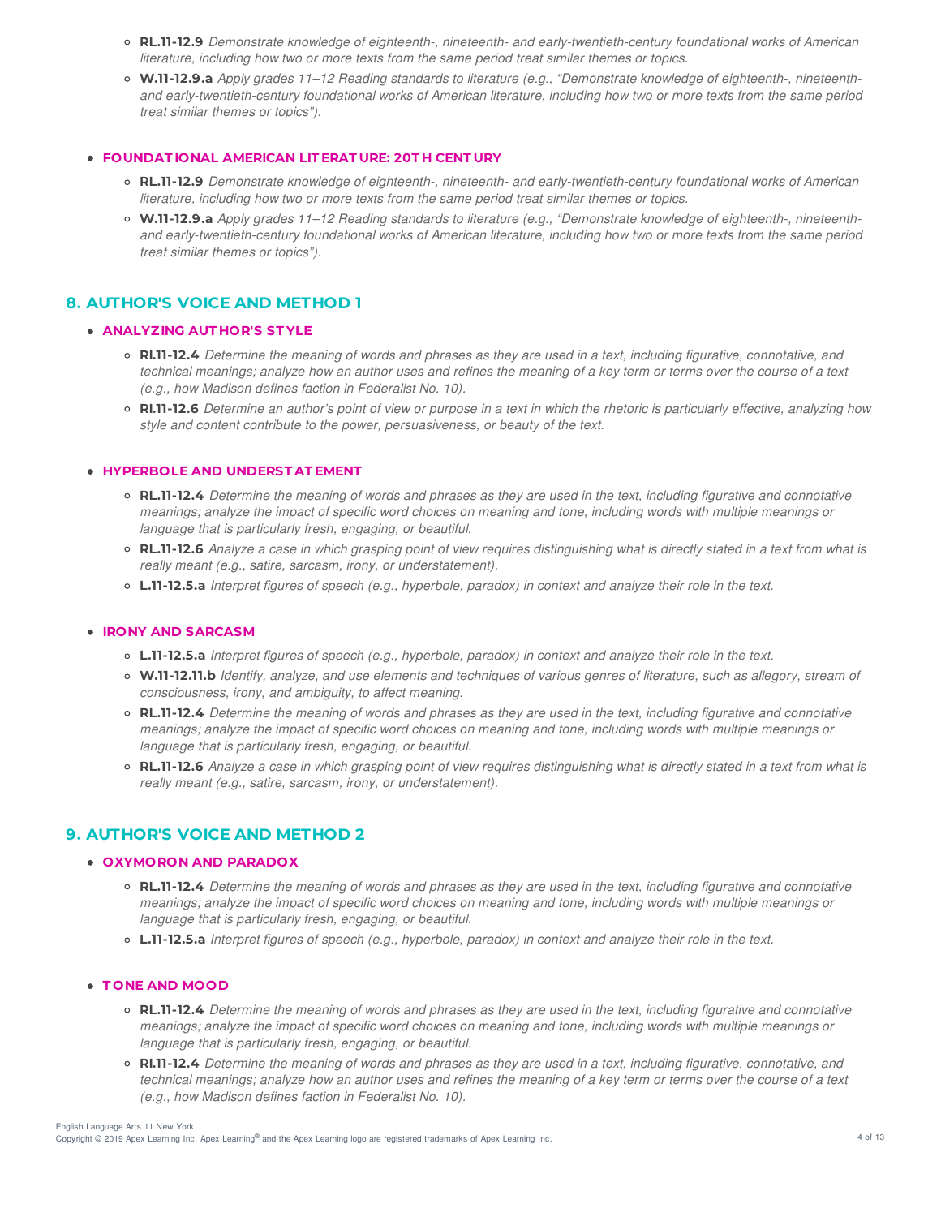- **RL.11-12.9** *Demonstrate knowledge of eighteenth-, nineteenth- and early-twentieth-century foundational works of American literature, including how two or more texts from the same period treat similar themes or topics.*
- **W.11-12.9.a** *Apply grades 11–12 Reading standards to literature (e.g., "Demonstrate knowledge of eighteenth-, nineteenth- and early-twentieth-century foundational works of American literature, including how two or more texts from the same period treat similar themes or topics").*

- **FOUNDATIONAL AMERICAN LITERATURE: 20TH CENTURY**
  - **RL.11-12.9** *Demonstrate knowledge of eighteenth-, nineteenth- and early-twentieth-century foundational works of American literature, including how two or more texts from the same period treat similar themes or topics.*
  - **W.11-12.9.a** *Apply grades 11–12 Reading standards to literature (e.g., "Demonstrate knowledge of eighteenth-, nineteenth- and early-twentieth-century foundational works of American literature, including how two or more texts from the same period treat similar themes or topics").*

## 8. AUTHOR'S VOICE AND METHOD 1

- **ANALYZING AUTHOR'S STYLE**
  - **RI.11-12.4** *Determine the meaning of words and phrases as they are used in a text, including figurative, connotative, and technical meanings; analyze how an author uses and refines the meaning of a key term or terms over the course of a text (e.g., how Madison defines faction in Federalist No. 10).*
  - **RI.11-12.6** *Determine an author's point of view or purpose in a text in which the rhetoric is particularly effective, analyzing how style and content contribute to the power, persuasiveness, or beauty of the text.*

- **HYPERBOLE AND UNDERSTATEMENT**
  - **RL.11-12.4** *Determine the meaning of words and phrases as they are used in the text, including figurative and connotative meanings; analyze the impact of specific word choices on meaning and tone, including words with multiple meanings or language that is particularly fresh, engaging, or beautiful.*
  - **RL.11-12.6** *Analyze a case in which grasping point of view requires distinguishing what is directly stated in a text from what is really meant (e.g., satire, sarcasm, irony, or understatement).*
  - **L.11-12.5.a** *Interpret figures of speech (e.g., hyperbole, paradox) in context and analyze their role in the text.*

- **IRONY AND SARCASM**
  - **L.11-12.5.a** *Interpret figures of speech (e.g., hyperbole, paradox) in context and analyze their role in the text.*
  - **W.11-12.11.b** *Identify, analyze, and use elements and techniques of various genres of literature, such as allegory, stream of consciousness, irony, and ambiguity, to affect meaning.*
  - **RL.11-12.4** *Determine the meaning of words and phrases as they are used in the text, including figurative and connotative meanings; analyze the impact of specific word choices on meaning and tone, including words with multiple meanings or language that is particularly fresh, engaging, or beautiful.*
  - **RL.11-12.6** *Analyze a case in which grasping point of view requires distinguishing what is directly stated in a text from what is really meant (e.g., satire, sarcasm, irony, or understatement).*

## 9. AUTHOR'S VOICE AND METHOD 2

- **OXYMORON AND PARADOX**
  - **RL.11-12.4** *Determine the meaning of words and phrases as they are used in the text, including figurative and connotative meanings; analyze the impact of specific word choices on meaning and tone, including words with multiple meanings or language that is particularly fresh, engaging, or beautiful.*
  - **L.11-12.5.a** *Interpret figures of speech (e.g., hyperbole, paradox) in context and analyze their role in the text.*

- **TONE AND MOOD**
  - **RL.11-12.4** *Determine the meaning of words and phrases as they are used in the text, including figurative and connotative meanings; analyze the impact of specific word choices on meaning and tone, including words with multiple meanings or language that is particularly fresh, engaging, or beautiful.*
  - **RI.11-12.4** *Determine the meaning of words and phrases as they are used in a text, including figurative, connotative, and technical meanings; analyze how an author uses and refines the meaning of a key term or terms over the course of a text (e.g., how Madison defines faction in Federalist No. 10).*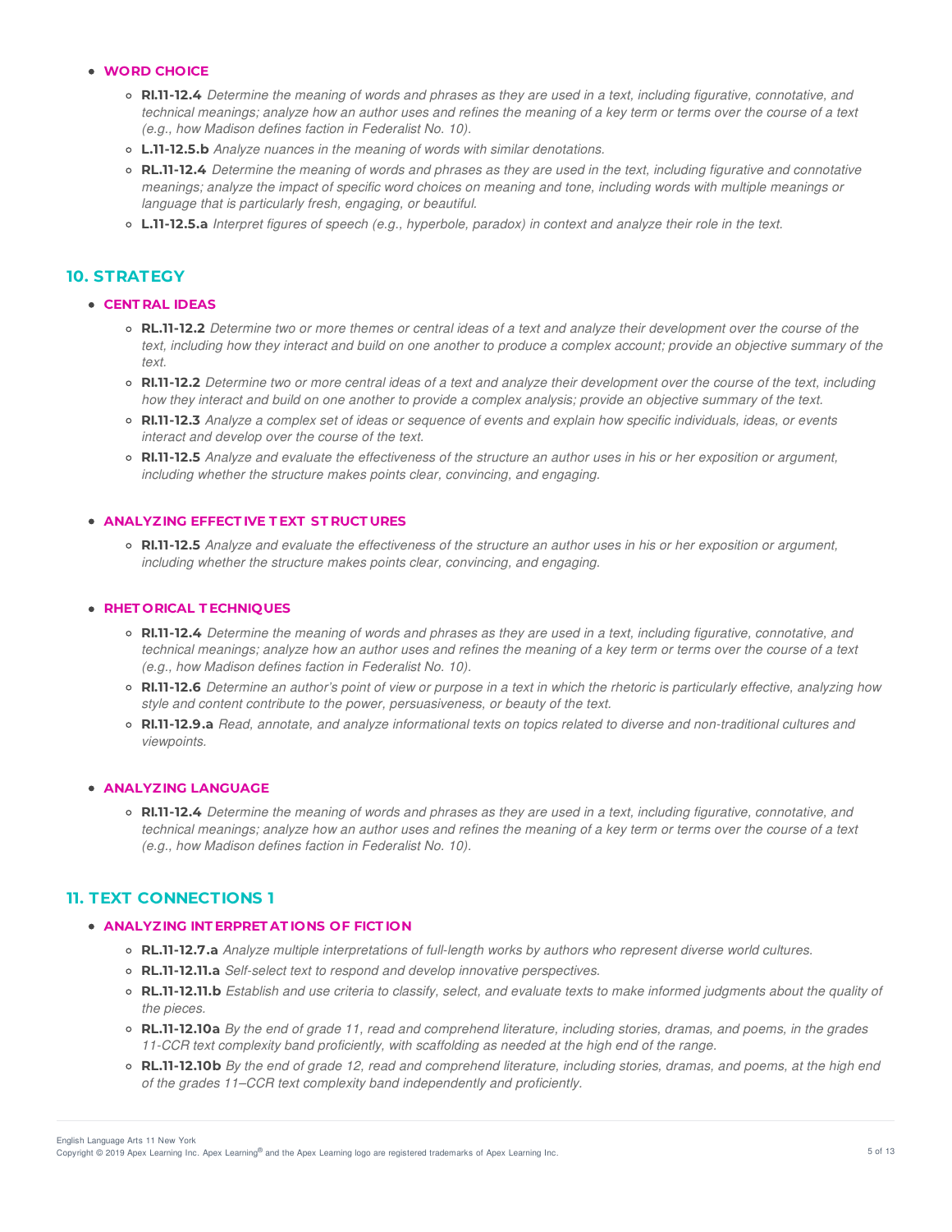- **WORD CHOICE**
    - **RI.11-12.4** *Determine the meaning of words and phrases as they are used in a text, including figurative, connotative, and technical meanings; analyze how an author uses and refines the meaning of a key term or terms over the course of a text (e.g., how Madison defines faction in Federalist No. 10).*
    - **L.11-12.5.b** *Analyze nuances in the meaning of words with similar denotations.*
    - **RL.11-12.4** *Determine the meaning of words and phrases as they are used in the text, including figurative and connotative meanings; analyze the impact of specific word choices on meaning and tone, including words with multiple meanings or language that is particularly fresh, engaging, or beautiful.*
    - **L.11-12.5.a** *Interpret figures of speech (e.g., hyperbole, paradox) in context and analyze their role in the text.*

## 10. STRATEGY

- **CENTRAL IDEAS**
    - **RL.11-12.2** *Determine two or more themes or central ideas of a text and analyze their development over the course of the text, including how they interact and build on one another to produce a complex account; provide an objective summary of the text.*
    - **RI.11-12.2** *Determine two or more central ideas of a text and analyze their development over the course of the text, including how they interact and build on one another to provide a complex analysis; provide an objective summary of the text.*
    - **RI.11-12.3** *Analyze a complex set of ideas or sequence of events and explain how specific individuals, ideas, or events interact and develop over the course of the text.*
    - **RI.11-12.5** *Analyze and evaluate the effectiveness of the structure an author uses in his or her exposition or argument, including whether the structure makes points clear, convincing, and engaging.*

- **ANALYZING EFFECTIVE TEXT STRUCTURES**
    - **RI.11-12.5** *Analyze and evaluate the effectiveness of the structure an author uses in his or her exposition or argument, including whether the structure makes points clear, convincing, and engaging.*

- **RHETORICAL TECHNIQUES**
    - **RI.11-12.4** *Determine the meaning of words and phrases as they are used in a text, including figurative, connotative, and technical meanings; analyze how an author uses and refines the meaning of a key term or terms over the course of a text (e.g., how Madison defines faction in Federalist No. 10).*
    - **RI.11-12.6** *Determine an author's point of view or purpose in a text in which the rhetoric is particularly effective, analyzing how style and content contribute to the power, persuasiveness, or beauty of the text.*
    - **RI.11-12.9.a** *Read, annotate, and analyze informational texts on topics related to diverse and non-traditional cultures and viewpoints.*

- **ANALYZING LANGUAGE**
    - **RI.11-12.4** *Determine the meaning of words and phrases as they are used in a text, including figurative, connotative, and technical meanings; analyze how an author uses and refines the meaning of a key term or terms over the course of a text (e.g., how Madison defines faction in Federalist No. 10).*

## 11. TEXT CONNECTIONS 1

- **ANALYZING INTERPRETATIONS OF FICTION**
    - **RL.11-12.7.a** *Analyze multiple interpretations of full-length works by authors who represent diverse world cultures.*
    - **RL.11-12.11.a** *Self-select text to respond and develop innovative perspectives.*
    - **RL.11-12.11.b** *Establish and use criteria to classify, select, and evaluate texts to make informed judgments about the quality of the pieces.*
    - **RL.11-12.10a** *By the end of grade 11, read and comprehend literature, including stories, dramas, and poems, in the grades 11-CCR text complexity band proficiently, with scaffolding as needed at the high end of the range.*
    - **RL.11-12.10b** *By the end of grade 12, read and comprehend literature, including stories, dramas, and poems, at the high end of the grades 11–CCR text complexity band independently and proficiently.*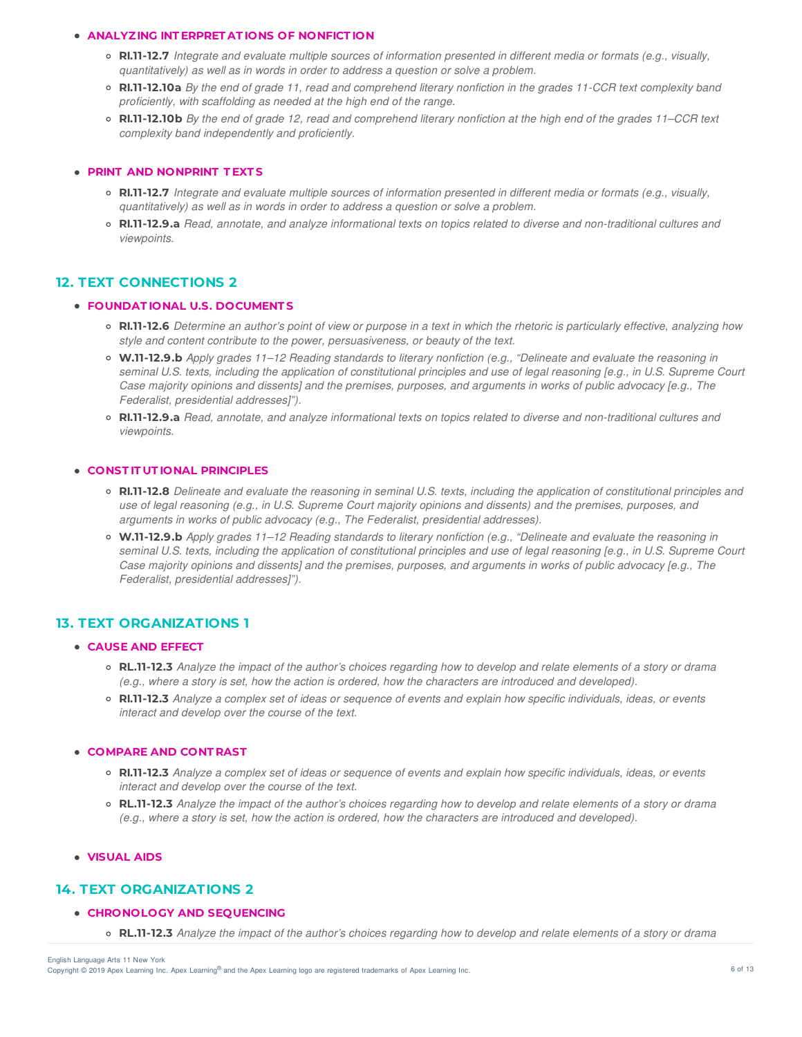- **ANALYZING INTERPRETATIONS OF NONFICTION**
  - **RI.11-12.7** *Integrate and evaluate multiple sources of information presented in different media or formats (e.g., visually, quantitatively) as well as in words in order to address a question or solve a problem.*
  - **RI.11-12.10a** *By the end of grade 11, read and comprehend literary nonfiction in the grades 11-CCR text complexity band proficiently, with scaffolding as needed at the high end of the range.*
  - **RI.11-12.10b** *By the end of grade 12, read and comprehend literary nonfiction at the high end of the grades 11–CCR text complexity band independently and proficiently.*

- **PRINT AND NONPRINT TEXTS**
  - **RI.11-12.7** *Integrate and evaluate multiple sources of information presented in different media or formats (e.g., visually, quantitatively) as well as in words in order to address a question or solve a problem.*
  - **RI.11-12.9.a** *Read, annotate, and analyze informational texts on topics related to diverse and non-traditional cultures and viewpoints.*

## 12. TEXT CONNECTIONS 2

- **FOUNDATIONAL U.S. DOCUMENTS**
  - **RI.11-12.6** *Determine an author's point of view or purpose in a text in which the rhetoric is particularly effective, analyzing how style and content contribute to the power, persuasiveness, or beauty of the text.*
  - **W.11-12.9.b** *Apply grades 11–12 Reading standards to literary nonfiction (e.g., "Delineate and evaluate the reasoning in seminal U.S. texts, including the application of constitutional principles and use of legal reasoning [e.g., in U.S. Supreme Court Case majority opinions and dissents] and the premises, purposes, and arguments in works of public advocacy [e.g., The Federalist, presidential addresses]").*
  - **RI.11-12.9.a** *Read, annotate, and analyze informational texts on topics related to diverse and non-traditional cultures and viewpoints.*

- **CONSTITUTIONAL PRINCIPLES**
  - **RI.11-12.8** *Delineate and evaluate the reasoning in seminal U.S. texts, including the application of constitutional principles and use of legal reasoning (e.g., in U.S. Supreme Court majority opinions and dissents) and the premises, purposes, and arguments in works of public advocacy (e.g., The Federalist, presidential addresses).*
  - **W.11-12.9.b** *Apply grades 11–12 Reading standards to literary nonfiction (e.g., "Delineate and evaluate the reasoning in seminal U.S. texts, including the application of constitutional principles and use of legal reasoning [e.g., in U.S. Supreme Court Case majority opinions and dissents] and the premises, purposes, and arguments in works of public advocacy [e.g., The Federalist, presidential addresses]").*

## 13. TEXT ORGANIZATIONS 1

- **CAUSE AND EFFECT**
  - **RL.11-12.3** *Analyze the impact of the author's choices regarding how to develop and relate elements of a story or drama (e.g., where a story is set, how the action is ordered, how the characters are introduced and developed).*
  - **RI.11-12.3** *Analyze a complex set of ideas or sequence of events and explain how specific individuals, ideas, or events interact and develop over the course of the text.*

- **COMPARE AND CONTRAST**
  - **RI.11-12.3** *Analyze a complex set of ideas or sequence of events and explain how specific individuals, ideas, or events interact and develop over the course of the text.*
  - **RL.11-12.3** *Analyze the impact of the author's choices regarding how to develop and relate elements of a story or drama (e.g., where a story is set, how the action is ordered, how the characters are introduced and developed).*

- **VISUAL AIDS**

## 14. TEXT ORGANIZATIONS 2

- **CHRONOLOGY AND SEQUENCING**
  - **RL.11-12.3** *Analyze the impact of the author's choices regarding how to develop and relate elements of a story or drama*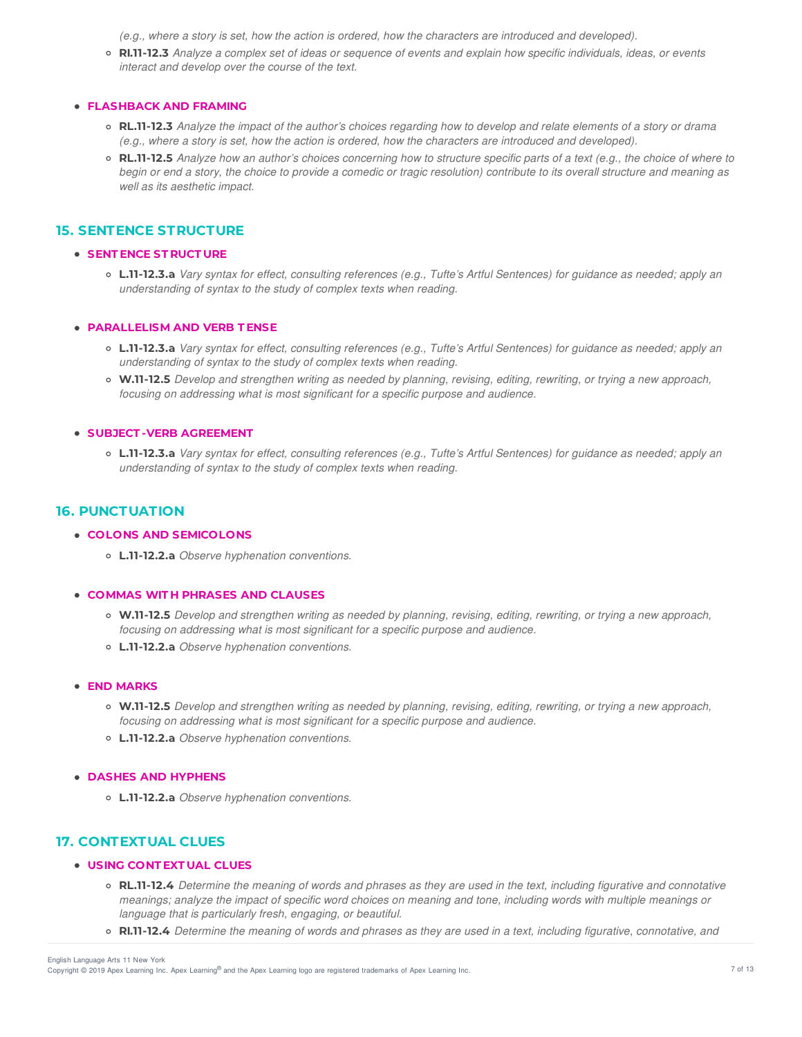*(e.g., where a story is set, how the action is ordered, how the characters are introduced and developed).*

- **RI.11-12.3** *Analyze a complex set of ideas or sequence of events and explain how specific individuals, ideas, or events interact and develop over the course of the text.*

- **FLASHBACK AND FRAMING**
  - **RL.11-12.3** *Analyze the impact of the author's choices regarding how to develop and relate elements of a story or drama (e.g., where a story is set, how the action is ordered, how the characters are introduced and developed).*
  - **RL.11-12.5** *Analyze how an author's choices concerning how to structure specific parts of a text (e.g., the choice of where to begin or end a story, the choice to provide a comedic or tragic resolution) contribute to its overall structure and meaning as well as its aesthetic impact.*

## 15. SENTENCE STRUCTURE

- **SENTENCE STRUCTURE**
  - **L.11-12.3.a** *Vary syntax for effect, consulting references (e.g., Tufte's Artful Sentences) for guidance as needed; apply an understanding of syntax to the study of complex texts when reading.*

- **PARALLELISM AND VERB TENSE**
  - **L.11-12.3.a** *Vary syntax for effect, consulting references (e.g., Tufte's Artful Sentences) for guidance as needed; apply an understanding of syntax to the study of complex texts when reading.*
  - **W.11-12.5** *Develop and strengthen writing as needed by planning, revising, editing, rewriting, or trying a new approach, focusing on addressing what is most significant for a specific purpose and audience.*

- **SUBJECT-VERB AGREEMENT**
  - **L.11-12.3.a** *Vary syntax for effect, consulting references (e.g., Tufte's Artful Sentences) for guidance as needed; apply an understanding of syntax to the study of complex texts when reading.*

## 16. PUNCTUATION

- **COLONS AND SEMICOLONS**
  - **L.11-12.2.a** *Observe hyphenation conventions.*

- **COMMAS WITH PHRASES AND CLAUSES**
  - **W.11-12.5** *Develop and strengthen writing as needed by planning, revising, editing, rewriting, or trying a new approach, focusing on addressing what is most significant for a specific purpose and audience.*
  - **L.11-12.2.a** *Observe hyphenation conventions.*

- **END MARKS**
  - **W.11-12.5** *Develop and strengthen writing as needed by planning, revising, editing, rewriting, or trying a new approach, focusing on addressing what is most significant for a specific purpose and audience.*
  - **L.11-12.2.a** *Observe hyphenation conventions.*

- **DASHES AND HYPHENS**
  - **L.11-12.2.a** *Observe hyphenation conventions.*

## 17. CONTEXTUAL CLUES

- **USING CONTEXTUAL CLUES**
  - **RL.11-12.4** *Determine the meaning of words and phrases as they are used in the text, including figurative and connotative meanings; analyze the impact of specific word choices on meaning and tone, including words with multiple meanings or language that is particularly fresh, engaging, or beautiful.*
  - **RI.11-12.4** *Determine the meaning of words and phrases as they are used in a text, including figurative, connotative, and*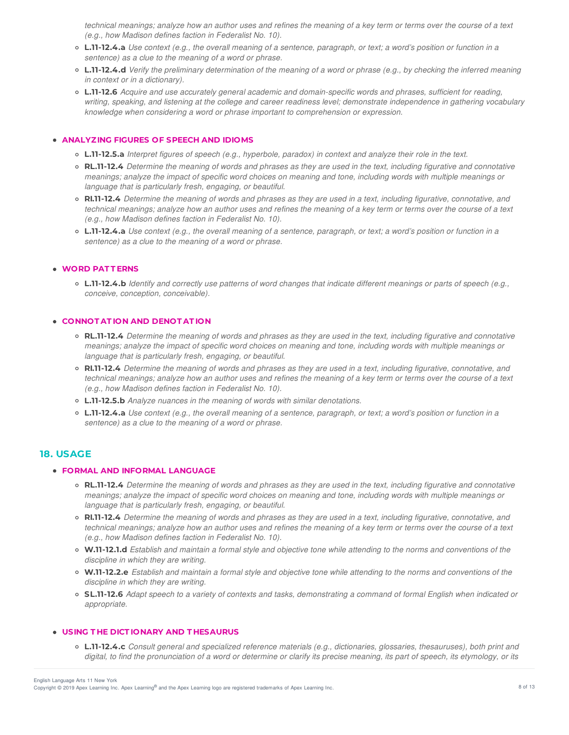technical meanings; analyze how an author uses and refines the meaning of a key term or terms over the course of a text (e.g., how Madison defines faction in Federalist No. 10).*

- **L.11-12.4.a** *Use context (e.g., the overall meaning of a sentence, paragraph, or text; a word's position or function in a sentence) as a clue to the meaning of a word or phrase.*
- **L.11-12.4.d** *Verify the preliminary determination of the meaning of a word or phrase (e.g., by checking the inferred meaning in context or in a dictionary).*
- **L.11-12.6** *Acquire and use accurately general academic and domain-specific words and phrases, sufficient for reading, writing, speaking, and listening at the college and career readiness level; demonstrate independence in gathering vocabulary knowledge when considering a word or phrase important to comprehension or expression.*

- **ANALYZING FIGURES OF SPEECH AND IDIOMS**
  - **L.11-12.5.a** *Interpret figures of speech (e.g., hyperbole, paradox) in context and analyze their role in the text.*
  - **RL.11-12.4** *Determine the meaning of words and phrases as they are used in the text, including figurative and connotative meanings; analyze the impact of specific word choices on meaning and tone, including words with multiple meanings or language that is particularly fresh, engaging, or beautiful.*
  - **RI.11-12.4** *Determine the meaning of words and phrases as they are used in a text, including figurative, connotative, and technical meanings; analyze how an author uses and refines the meaning of a key term or terms over the course of a text (e.g., how Madison defines faction in Federalist No. 10).*
  - **L.11-12.4.a** *Use context (e.g., the overall meaning of a sentence, paragraph, or text; a word's position or function in a sentence) as a clue to the meaning of a word or phrase.*

- **WORD PATTERNS**
  - **L.11-12.4.b** *Identify and correctly use patterns of word changes that indicate different meanings or parts of speech (e.g., conceive, conception, conceivable).*

- **CONNOTATION AND DENOTATION**
  - **RL.11-12.4** *Determine the meaning of words and phrases as they are used in the text, including figurative and connotative meanings; analyze the impact of specific word choices on meaning and tone, including words with multiple meanings or language that is particularly fresh, engaging, or beautiful.*
  - **RI.11-12.4** *Determine the meaning of words and phrases as they are used in a text, including figurative, connotative, and technical meanings; analyze how an author uses and refines the meaning of a key term or terms over the course of a text (e.g., how Madison defines faction in Federalist No. 10).*
  - **L.11-12.5.b** *Analyze nuances in the meaning of words with similar denotations.*
  - **L.11-12.4.a** *Use context (e.g., the overall meaning of a sentence, paragraph, or text; a word's position or function in a sentence) as a clue to the meaning of a word or phrase.*

## 18. USAGE

- **FORMAL AND INFORMAL LANGUAGE**
  - **RL.11-12.4** *Determine the meaning of words and phrases as they are used in the text, including figurative and connotative meanings; analyze the impact of specific word choices on meaning and tone, including words with multiple meanings or language that is particularly fresh, engaging, or beautiful.*
  - **RI.11-12.4** *Determine the meaning of words and phrases as they are used in a text, including figurative, connotative, and technical meanings; analyze how an author uses and refines the meaning of a key term or terms over the course of a text (e.g., how Madison defines faction in Federalist No. 10).*
  - **W.11-12.1.d** *Establish and maintain a formal style and objective tone while attending to the norms and conventions of the discipline in which they are writing.*
  - **W.11-12.2.e** *Establish and maintain a formal style and objective tone while attending to the norms and conventions of the discipline in which they are writing.*
  - **SL.11-12.6** *Adapt speech to a variety of contexts and tasks, demonstrating a command of formal English when indicated or appropriate.*

- **USING THE DICTIONARY AND THESAURUS**
  - **L.11-12.4.c** *Consult general and specialized reference materials (e.g., dictionaries, glossaries, thesauruses), both print and digital, to find the pronunciation of a word or determine or clarify its precise meaning, its part of speech, its etymology, or its*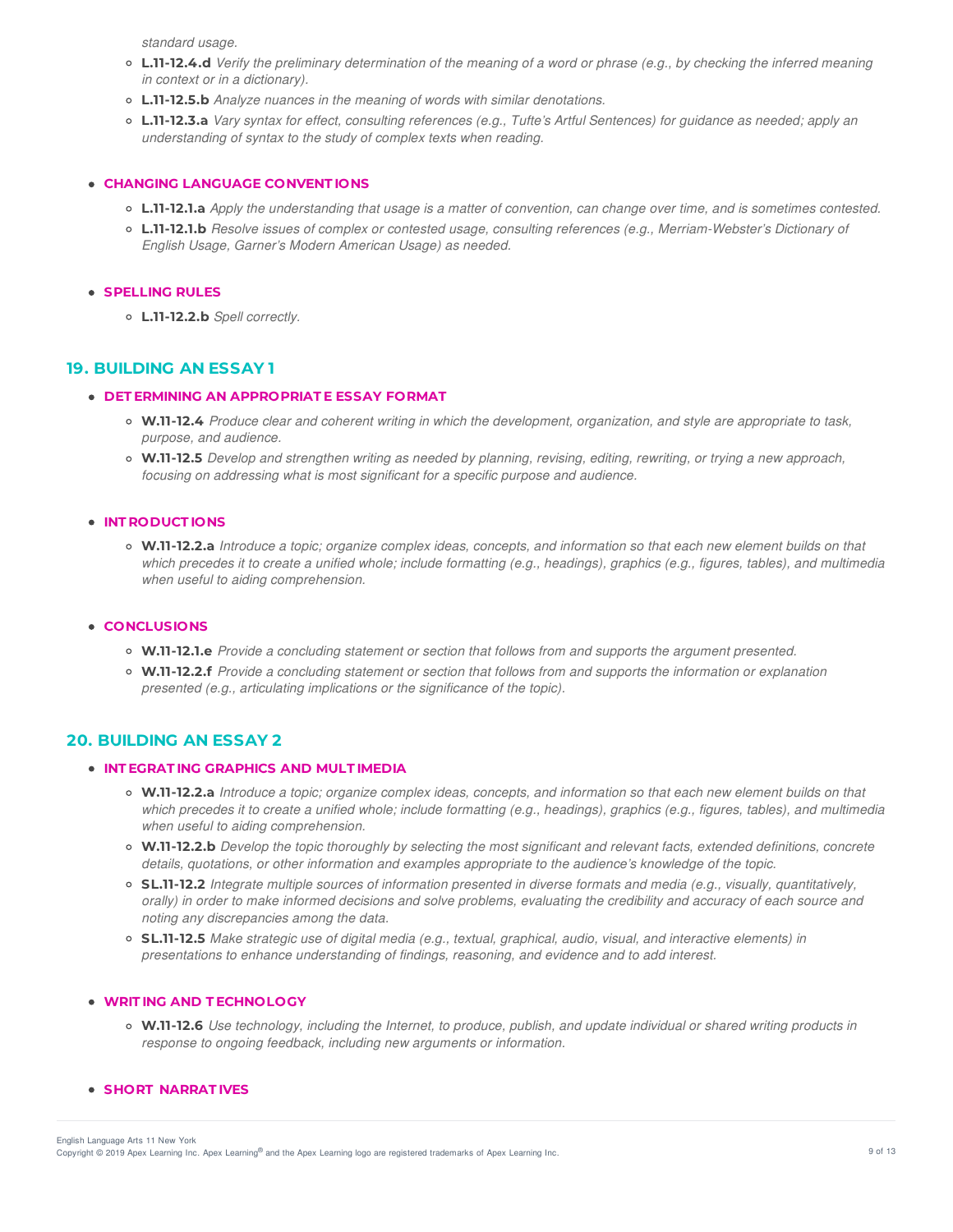*standard usage.*

- **L.11-12.4.d** *Verify the preliminary determination of the meaning of a word or phrase (e.g., by checking the inferred meaning in context or in a dictionary).*
- **L.11-12.5.b** *Analyze nuances in the meaning of words with similar denotations.*
- **L.11-12.3.a** *Vary syntax for effect, consulting references (e.g., Tufte's Artful Sentences) for guidance as needed; apply an understanding of syntax to the study of complex texts when reading.*

- **CHANGING LANGUAGE CONVENTIONS**
  - **L.11-12.1.a** *Apply the understanding that usage is a matter of convention, can change over time, and is sometimes contested.*
  - **L.11-12.1.b** *Resolve issues of complex or contested usage, consulting references (e.g., Merriam-Webster's Dictionary of English Usage, Garner's Modern American Usage) as needed.*

- **SPELLING RULES**
  - **L.11-12.2.b** *Spell correctly.*

## 19. BUILDING AN ESSAY 1

- **DETERMINING AN APPROPRIATE ESSAY FORMAT**
  - **W.11-12.4** *Produce clear and coherent writing in which the development, organization, and style are appropriate to task, purpose, and audience.*
  - **W.11-12.5** *Develop and strengthen writing as needed by planning, revising, editing, rewriting, or trying a new approach, focusing on addressing what is most significant for a specific purpose and audience.*

- **INTRODUCTIONS**
  - **W.11-12.2.a** *Introduce a topic; organize complex ideas, concepts, and information so that each new element builds on that which precedes it to create a unified whole; include formatting (e.g., headings), graphics (e.g., figures, tables), and multimedia when useful to aiding comprehension.*

- **CONCLUSIONS**
  - **W.11-12.1.e** *Provide a concluding statement or section that follows from and supports the argument presented.*
  - **W.11-12.2.f** *Provide a concluding statement or section that follows from and supports the information or explanation presented (e.g., articulating implications or the significance of the topic).*

## 20. BUILDING AN ESSAY 2

- **INTEGRATING GRAPHICS AND MULTIMEDIA**
  - **W.11-12.2.a** *Introduce a topic; organize complex ideas, concepts, and information so that each new element builds on that which precedes it to create a unified whole; include formatting (e.g., headings), graphics (e.g., figures, tables), and multimedia when useful to aiding comprehension.*
  - **W.11-12.2.b** *Develop the topic thoroughly by selecting the most significant and relevant facts, extended definitions, concrete details, quotations, or other information and examples appropriate to the audience's knowledge of the topic.*
  - **SL.11-12.2** *Integrate multiple sources of information presented in diverse formats and media (e.g., visually, quantitatively, orally) in order to make informed decisions and solve problems, evaluating the credibility and accuracy of each source and noting any discrepancies among the data.*
  - **SL.11-12.5** *Make strategic use of digital media (e.g., textual, graphical, audio, visual, and interactive elements) in presentations to enhance understanding of findings, reasoning, and evidence and to add interest.*

- **WRITING AND TECHNOLOGY**
  - **W.11-12.6** *Use technology, including the Internet, to produce, publish, and update individual or shared writing products in response to ongoing feedback, including new arguments or information.*

- **SHORT NARRATIVES**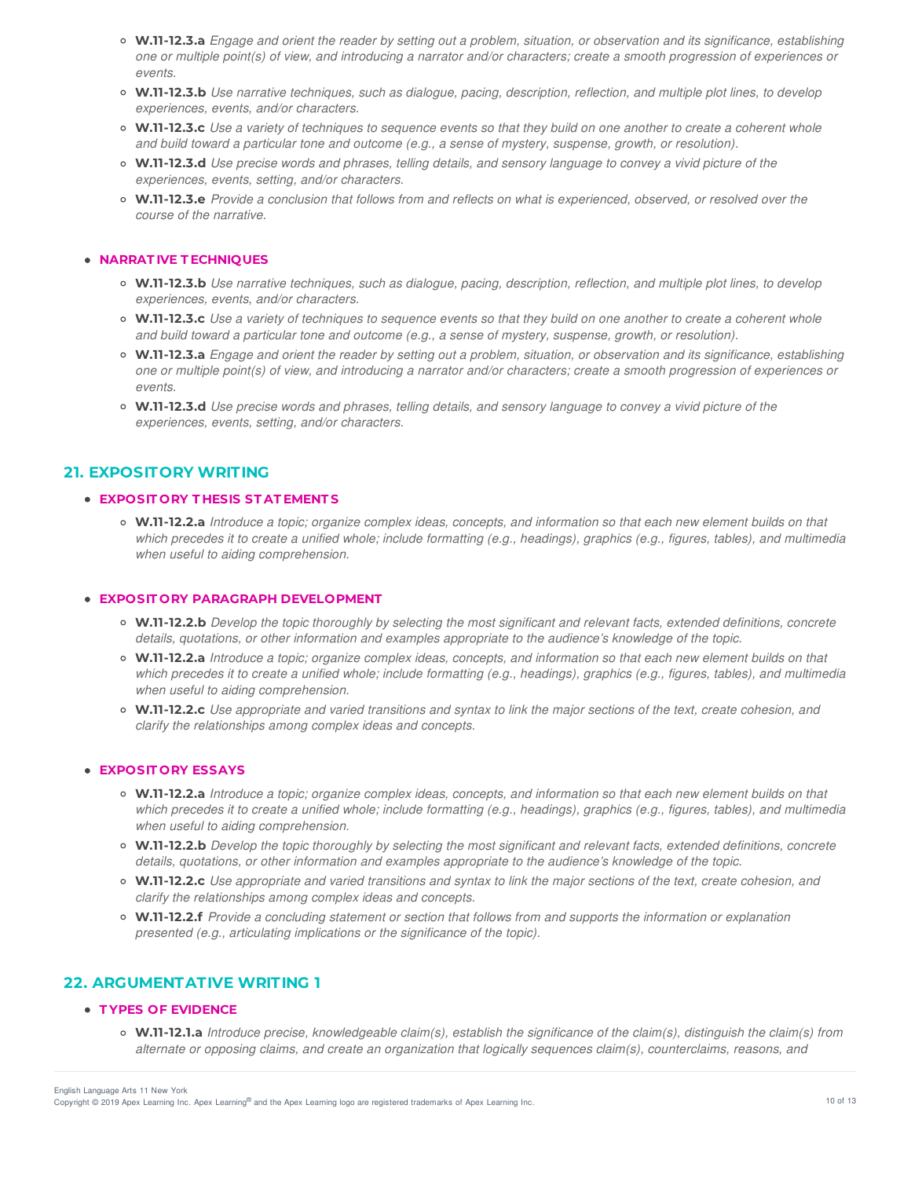- **W.11-12.3.a** *Engage and orient the reader by setting out a problem, situation, or observation and its significance, establishing one or multiple point(s) of view, and introducing a narrator and/or characters; create a smooth progression of experiences or events.*
- **W.11-12.3.b** *Use narrative techniques, such as dialogue, pacing, description, reflection, and multiple plot lines, to develop experiences, events, and/or characters.*
- **W.11-12.3.c** *Use a variety of techniques to sequence events so that they build on one another to create a coherent whole and build toward a particular tone and outcome (e.g., a sense of mystery, suspense, growth, or resolution).*
- **W.11-12.3.d** *Use precise words and phrases, telling details, and sensory language to convey a vivid picture of the experiences, events, setting, and/or characters.*
- **W.11-12.3.e** *Provide a conclusion that follows from and reflects on what is experienced, observed, or resolved over the course of the narrative.*

- **NARRATIVE TECHNIQUES**
  - **W.11-12.3.b** *Use narrative techniques, such as dialogue, pacing, description, reflection, and multiple plot lines, to develop experiences, events, and/or characters.*
  - **W.11-12.3.c** *Use a variety of techniques to sequence events so that they build on one another to create a coherent whole and build toward a particular tone and outcome (e.g., a sense of mystery, suspense, growth, or resolution).*
  - **W.11-12.3.a** *Engage and orient the reader by setting out a problem, situation, or observation and its significance, establishing one or multiple point(s) of view, and introducing a narrator and/or characters; create a smooth progression of experiences or events.*
  - **W.11-12.3.d** *Use precise words and phrases, telling details, and sensory language to convey a vivid picture of the experiences, events, setting, and/or characters.*

## 21. EXPOSITORY WRITING

- **EXPOSITORY THESIS STATEMENTS**
  - **W.11-12.2.a** *Introduce a topic; organize complex ideas, concepts, and information so that each new element builds on that which precedes it to create a unified whole; include formatting (e.g., headings), graphics (e.g., figures, tables), and multimedia when useful to aiding comprehension.*

- **EXPOSITORY PARAGRAPH DEVELOPMENT**
  - **W.11-12.2.b** *Develop the topic thoroughly by selecting the most significant and relevant facts, extended definitions, concrete details, quotations, or other information and examples appropriate to the audience's knowledge of the topic.*
  - **W.11-12.2.a** *Introduce a topic; organize complex ideas, concepts, and information so that each new element builds on that which precedes it to create a unified whole; include formatting (e.g., headings), graphics (e.g., figures, tables), and multimedia when useful to aiding comprehension.*
  - **W.11-12.2.c** *Use appropriate and varied transitions and syntax to link the major sections of the text, create cohesion, and clarify the relationships among complex ideas and concepts.*

- **EXPOSITORY ESSAYS**
  - **W.11-12.2.a** *Introduce a topic; organize complex ideas, concepts, and information so that each new element builds on that which precedes it to create a unified whole; include formatting (e.g., headings), graphics (e.g., figures, tables), and multimedia when useful to aiding comprehension.*
  - **W.11-12.2.b** *Develop the topic thoroughly by selecting the most significant and relevant facts, extended definitions, concrete details, quotations, or other information and examples appropriate to the audience's knowledge of the topic.*
  - **W.11-12.2.c** *Use appropriate and varied transitions and syntax to link the major sections of the text, create cohesion, and clarify the relationships among complex ideas and concepts.*
  - **W.11-12.2.f** *Provide a concluding statement or section that follows from and supports the information or explanation presented (e.g., articulating implications or the significance of the topic).*

## 22. ARGUMENTATIVE WRITING 1

- **TYPES OF EVIDENCE**
  - **W.11-12.1.a** *Introduce precise, knowledgeable claim(s), establish the significance of the claim(s), distinguish the claim(s) from alternate or opposing claims, and create an organization that logically sequences claim(s), counterclaims, reasons, and*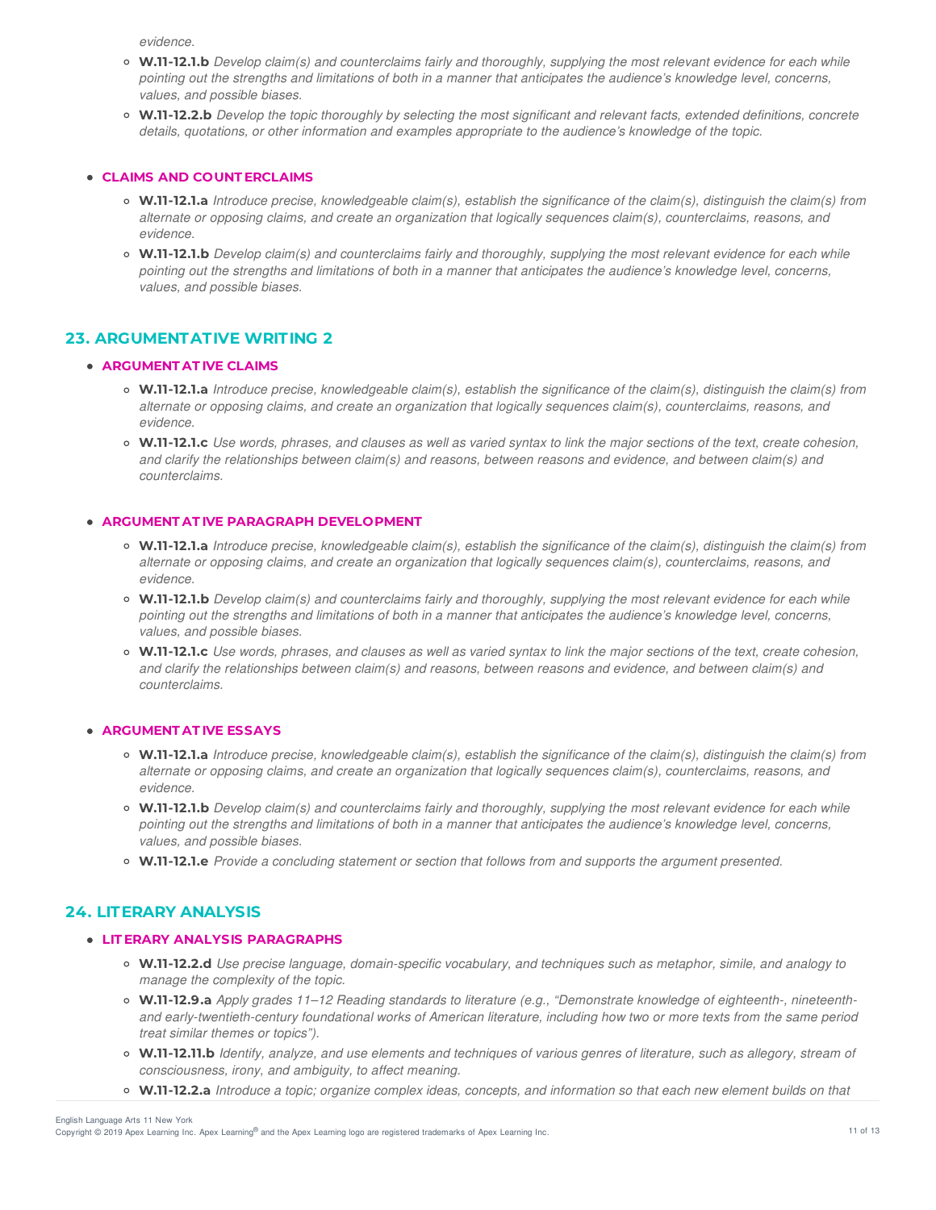*evidence.*

- **W.11-12.1.b** *Develop claim(s) and counterclaims fairly and thoroughly, supplying the most relevant evidence for each while pointing out the strengths and limitations of both in a manner that anticipates the audience's knowledge level, concerns, values, and possible biases.*
- **W.11-12.2.b** *Develop the topic thoroughly by selecting the most significant and relevant facts, extended definitions, concrete details, quotations, or other information and examples appropriate to the audience's knowledge of the topic.*

- **CLAIMS AND COUNTERCLAIMS**
  - **W.11-12.1.a** *Introduce precise, knowledgeable claim(s), establish the significance of the claim(s), distinguish the claim(s) from alternate or opposing claims, and create an organization that logically sequences claim(s), counterclaims, reasons, and evidence.*
  - **W.11-12.1.b** *Develop claim(s) and counterclaims fairly and thoroughly, supplying the most relevant evidence for each while pointing out the strengths and limitations of both in a manner that anticipates the audience's knowledge level, concerns, values, and possible biases.*

## 23. ARGUMENTATIVE WRITING 2

- **ARGUMENTATIVE CLAIMS**
  - **W.11-12.1.a** *Introduce precise, knowledgeable claim(s), establish the significance of the claim(s), distinguish the claim(s) from alternate or opposing claims, and create an organization that logically sequences claim(s), counterclaims, reasons, and evidence.*
  - **W.11-12.1.c** *Use words, phrases, and clauses as well as varied syntax to link the major sections of the text, create cohesion, and clarify the relationships between claim(s) and reasons, between reasons and evidence, and between claim(s) and counterclaims.*

- **ARGUMENTATIVE PARAGRAPH DEVELOPMENT**
  - **W.11-12.1.a** *Introduce precise, knowledgeable claim(s), establish the significance of the claim(s), distinguish the claim(s) from alternate or opposing claims, and create an organization that logically sequences claim(s), counterclaims, reasons, and evidence.*
  - **W.11-12.1.b** *Develop claim(s) and counterclaims fairly and thoroughly, supplying the most relevant evidence for each while pointing out the strengths and limitations of both in a manner that anticipates the audience's knowledge level, concerns, values, and possible biases.*
  - **W.11-12.1.c** *Use words, phrases, and clauses as well as varied syntax to link the major sections of the text, create cohesion, and clarify the relationships between claim(s) and reasons, between reasons and evidence, and between claim(s) and counterclaims.*

- **ARGUMENTATIVE ESSAYS**
  - **W.11-12.1.a** *Introduce precise, knowledgeable claim(s), establish the significance of the claim(s), distinguish the claim(s) from alternate or opposing claims, and create an organization that logically sequences claim(s), counterclaims, reasons, and evidence.*
  - **W.11-12.1.b** *Develop claim(s) and counterclaims fairly and thoroughly, supplying the most relevant evidence for each while pointing out the strengths and limitations of both in a manner that anticipates the audience's knowledge level, concerns, values, and possible biases.*
  - **W.11-12.1.e** *Provide a concluding statement or section that follows from and supports the argument presented.*

## 24. LITERARY ANALYSIS

- **LITERARY ANALYSIS PARAGRAPHS**
  - **W.11-12.2.d** *Use precise language, domain-specific vocabulary, and techniques such as metaphor, simile, and analogy to manage the complexity of the topic.*
  - **W.11-12.9.a** *Apply grades 11–12 Reading standards to literature (e.g., "Demonstrate knowledge of eighteenth-, nineteenth- and early-twentieth-century foundational works of American literature, including how two or more texts from the same period treat similar themes or topics").*
  - **W.11-12.11.b** *Identify, analyze, and use elements and techniques of various genres of literature, such as allegory, stream of consciousness, irony, and ambiguity, to affect meaning.*
  - **W.11-12.2.a** *Introduce a topic; organize complex ideas, concepts, and information so that each new element builds on that*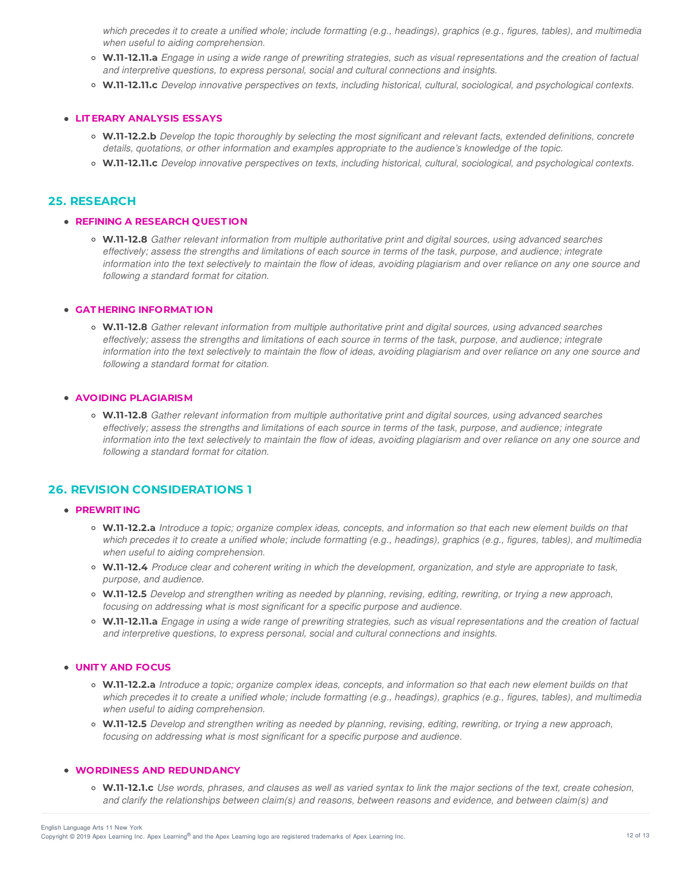*which precedes it to create a unified whole; include formatting (e.g., headings), graphics (e.g., figures, tables), and multimedia when useful to aiding comprehension.*

- **W.11-12.11.a** *Engage in using a wide range of prewriting strategies, such as visual representations and the creation of factual and interpretive questions, to express personal, social and cultural connections and insights.*
- **W.11-12.11.c** *Develop innovative perspectives on texts, including historical, cultural, sociological, and psychological contexts.*

- **LITERARY ANALYSIS ESSAYS**
  - **W.11-12.2.b** *Develop the topic thoroughly by selecting the most significant and relevant facts, extended definitions, concrete details, quotations, or other information and examples appropriate to the audience's knowledge of the topic.*
  - **W.11-12.11.c** *Develop innovative perspectives on texts, including historical, cultural, sociological, and psychological contexts.*

## 25. RESEARCH

- **REFINING A RESEARCH QUESTION**
  - **W.11-12.8** *Gather relevant information from multiple authoritative print and digital sources, using advanced searches effectively; assess the strengths and limitations of each source in terms of the task, purpose, and audience; integrate information into the text selectively to maintain the flow of ideas, avoiding plagiarism and over reliance on any one source and following a standard format for citation.*

- **GATHERING INFORMATION**
  - **W.11-12.8** *Gather relevant information from multiple authoritative print and digital sources, using advanced searches effectively; assess the strengths and limitations of each source in terms of the task, purpose, and audience; integrate information into the text selectively to maintain the flow of ideas, avoiding plagiarism and over reliance on any one source and following a standard format for citation.*

- **AVOIDING PLAGIARISM**
  - **W.11-12.8** *Gather relevant information from multiple authoritative print and digital sources, using advanced searches effectively; assess the strengths and limitations of each source in terms of the task, purpose, and audience; integrate information into the text selectively to maintain the flow of ideas, avoiding plagiarism and over reliance on any one source and following a standard format for citation.*

## 26. REVISION CONSIDERATIONS 1

- **PREWRITING**
  - **W.11-12.2.a** *Introduce a topic; organize complex ideas, concepts, and information so that each new element builds on that which precedes it to create a unified whole; include formatting (e.g., headings), graphics (e.g., figures, tables), and multimedia when useful to aiding comprehension.*
  - **W.11-12.4** *Produce clear and coherent writing in which the development, organization, and style are appropriate to task, purpose, and audience.*
  - **W.11-12.5** *Develop and strengthen writing as needed by planning, revising, editing, rewriting, or trying a new approach, focusing on addressing what is most significant for a specific purpose and audience.*
  - **W.11-12.11.a** *Engage in using a wide range of prewriting strategies, such as visual representations and the creation of factual and interpretive questions, to express personal, social and cultural connections and insights.*

- **UNITY AND FOCUS**
  - **W.11-12.2.a** *Introduce a topic; organize complex ideas, concepts, and information so that each new element builds on that which precedes it to create a unified whole; include formatting (e.g., headings), graphics (e.g., figures, tables), and multimedia when useful to aiding comprehension.*
  - **W.11-12.5** *Develop and strengthen writing as needed by planning, revising, editing, rewriting, or trying a new approach, focusing on addressing what is most significant for a specific purpose and audience.*

- **WORDINESS AND REDUNDANCY**
  - **W.11-12.1.c** *Use words, phrases, and clauses as well as varied syntax to link the major sections of the text, create cohesion, and clarify the relationships between claim(s) and reasons, between reasons and evidence, and between claim(s) and*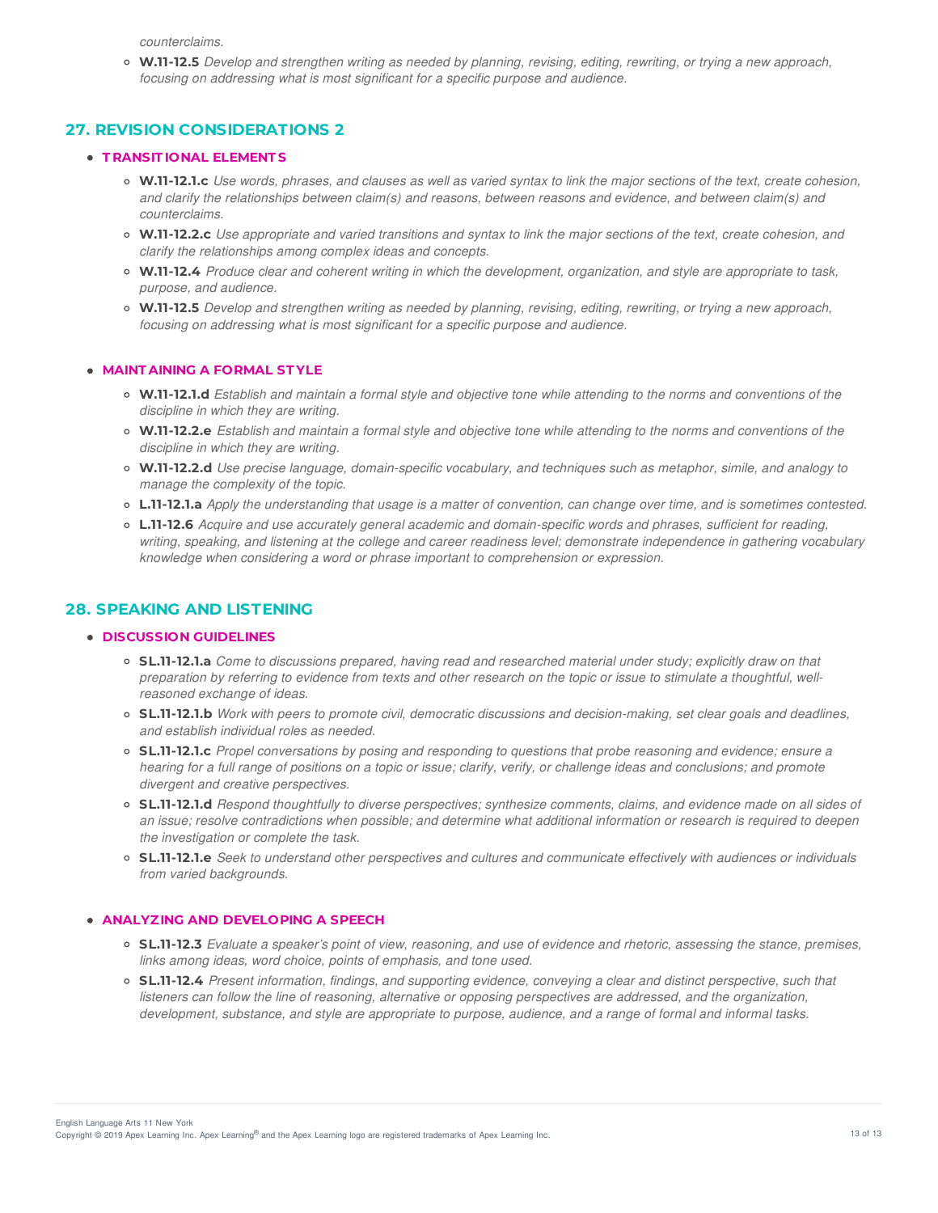counterclaims.

- **W.11-12.5** *Develop and strengthen writing as needed by planning, revising, editing, rewriting, or trying a new approach, focusing on addressing what is most significant for a specific purpose and audience.*

## 27. REVISION CONSIDERATIONS 2

- **TRANSITIONAL ELEMENTS**
  - **W.11-12.1.c** *Use words, phrases, and clauses as well as varied syntax to link the major sections of the text, create cohesion, and clarify the relationships between claim(s) and reasons, between reasons and evidence, and between claim(s) and counterclaims.*
  - **W.11-12.2.c** *Use appropriate and varied transitions and syntax to link the major sections of the text, create cohesion, and clarify the relationships among complex ideas and concepts.*
  - **W.11-12.4** *Produce clear and coherent writing in which the development, organization, and style are appropriate to task, purpose, and audience.*
  - **W.11-12.5** *Develop and strengthen writing as needed by planning, revising, editing, rewriting, or trying a new approach, focusing on addressing what is most significant for a specific purpose and audience.*

- **MAINTAINING A FORMAL STYLE**
  - **W.11-12.1.d** *Establish and maintain a formal style and objective tone while attending to the norms and conventions of the discipline in which they are writing.*
  - **W.11-12.2.e** *Establish and maintain a formal style and objective tone while attending to the norms and conventions of the discipline in which they are writing.*
  - **W.11-12.2.d** *Use precise language, domain-specific vocabulary, and techniques such as metaphor, simile, and analogy to manage the complexity of the topic.*
  - **L.11-12.1.a** *Apply the understanding that usage is a matter of convention, can change over time, and is sometimes contested.*
  - **L.11-12.6** *Acquire and use accurately general academic and domain-specific words and phrases, sufficient for reading, writing, speaking, and listening at the college and career readiness level; demonstrate independence in gathering vocabulary knowledge when considering a word or phrase important to comprehension or expression.*

## 28. SPEAKING AND LISTENING

- **DISCUSSION GUIDELINES**
  - **SL.11-12.1.a** *Come to discussions prepared, having read and researched material under study; explicitly draw on that preparation by referring to evidence from texts and other research on the topic or issue to stimulate a thoughtful, well-reasoned exchange of ideas.*
  - **SL.11-12.1.b** *Work with peers to promote civil, democratic discussions and decision-making, set clear goals and deadlines, and establish individual roles as needed.*
  - **SL.11-12.1.c** *Propel conversations by posing and responding to questions that probe reasoning and evidence; ensure a hearing for a full range of positions on a topic or issue; clarify, verify, or challenge ideas and conclusions; and promote divergent and creative perspectives.*
  - **SL.11-12.1.d** *Respond thoughtfully to diverse perspectives; synthesize comments, claims, and evidence made on all sides of an issue; resolve contradictions when possible; and determine what additional information or research is required to deepen the investigation or complete the task.*
  - **SL.11-12.1.e** *Seek to understand other perspectives and cultures and communicate effectively with audiences or individuals from varied backgrounds.*

- **ANALYZING AND DEVELOPING A SPEECH**
  - **SL.11-12.3** *Evaluate a speaker's point of view, reasoning, and use of evidence and rhetoric, assessing the stance, premises, links among ideas, word choice, points of emphasis, and tone used.*
  - **SL.11-12.4** *Present information, findings, and supporting evidence, conveying a clear and distinct perspective, such that listeners can follow the line of reasoning, alternative or opposing perspectives are addressed, and the organization, development, substance, and style are appropriate to purpose, audience, and a range of formal and informal tasks.*